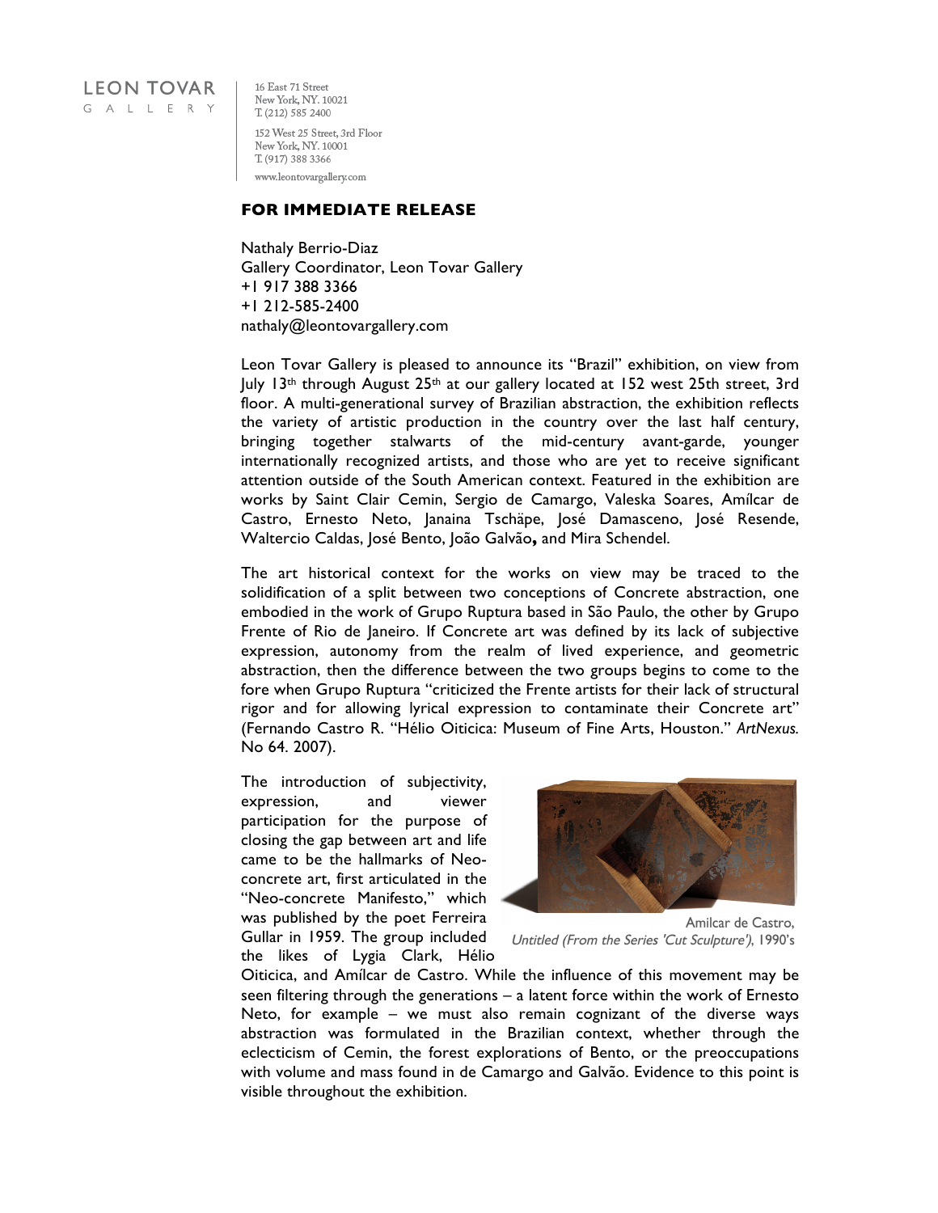LEON TOVAR
GALLERY

16 East 71 Street
New York, NY. 10021
T. (212) 585 2400

152 West 25 Street, 3rd Floor
New York, NY. 10001
T. (917) 388 3366

www.leontovargallery.com

**FOR IMMEDIATE RELEASE**

Nathaly Berrio-Diaz
Gallery Coordinator, Leon Tovar Gallery
+1 917 388 3366
+1 212-585-2400
nathaly@leontovargallery.com

Leon Tovar Gallery is pleased to announce its "Brazil" exhibition, on view from July 13th through August 25th at our gallery located at 152 west 25th street, 3rd floor. A multi-generational survey of Brazilian abstraction, the exhibition reflects the variety of artistic production in the country over the last half century, bringing together stalwarts of the mid-century avant-garde, younger internationally recognized artists, and those who are yet to receive significant attention outside of the South American context. Featured in the exhibition are works by Saint Clair Cemin, Sergio de Camargo, Valeska Soares, Amílcar de Castro, Ernesto Neto, Janaina Tschäpe, José Damasceno, José Resende, Waltercio Caldas, José Bento, João Galvão**,** and Mira Schendel.

The art historical context for the works on view may be traced to the solidification of a split between two conceptions of Concrete abstraction, one embodied in the work of Grupo Ruptura based in São Paulo, the other by Grupo Frente of Rio de Janeiro. If Concrete art was defined by its lack of subjective expression, autonomy from the realm of lived experience, and geometric abstraction, then the difference between the two groups begins to come to the fore when Grupo Ruptura "criticized the Frente artists for their lack of structural rigor and for allowing lyrical expression to contaminate their Concrete art" (Fernando Castro R. "Hélio Oiticica: Museum of Fine Arts, Houston." *ArtNexus.* No 64. 2007).

The introduction of subjectivity, expression, and viewer participation for the purpose of closing the gap between art and life came to be the hallmarks of Neo-concrete art, first articulated in the "Neo-concrete Manifesto," which was published by the poet Ferreira Gullar in 1959. The group included the likes of Lygia Clark, Hélio Oiticica, and Amílcar de Castro. While the influence of this movement may be seen filtering through the generations – a latent force within the work of Ernesto Neto, for example – we must also remain cognizant of the diverse ways abstraction was formulated in the Brazilian context, whether through the eclecticism of Cemin, the forest explorations of Bento, or the preoccupations with volume and mass found in de Camargo and Galvão. Evidence to this point is visible throughout the exhibition.

Amilcar de Castro, *Untitled (From the Series 'Cut Sculpture')*, 1990's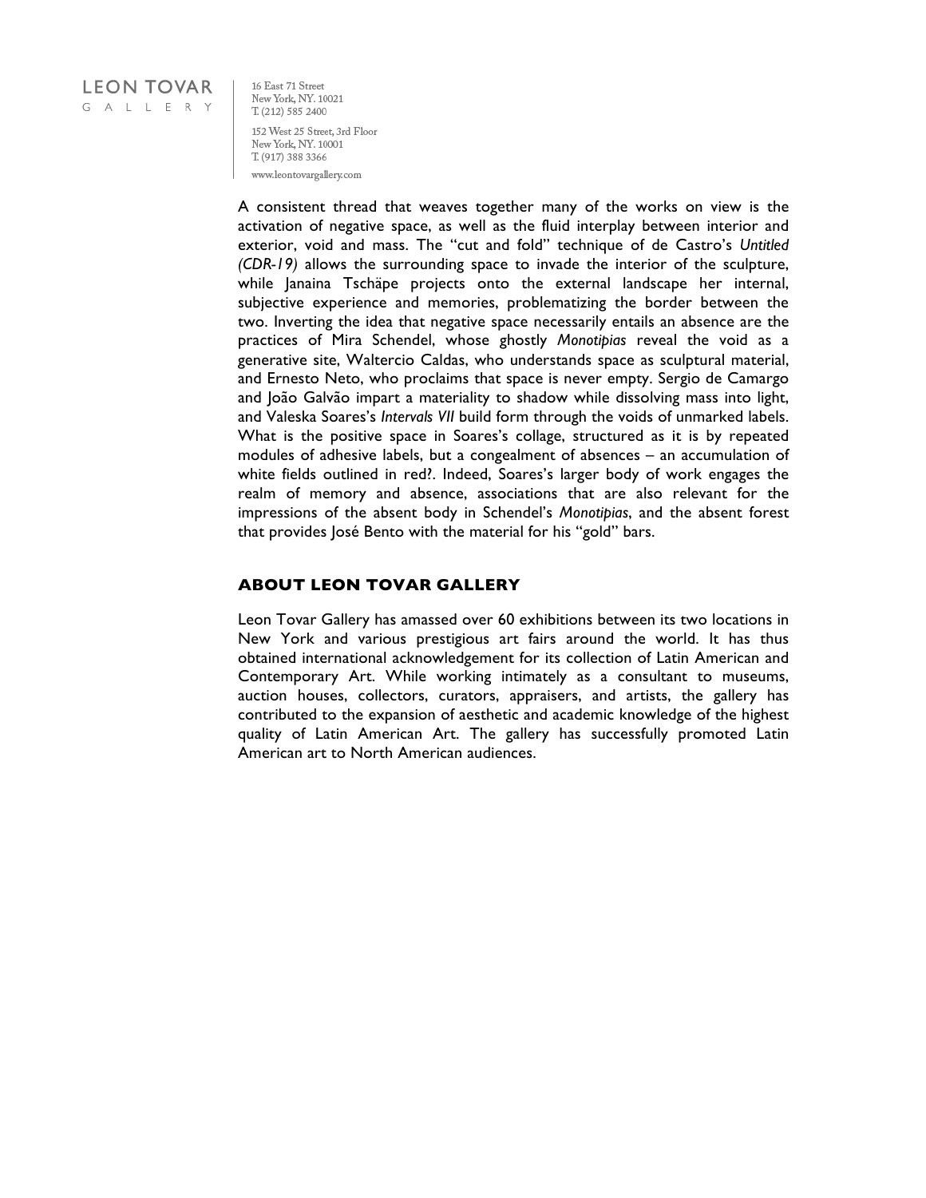A consistent thread that weaves together many of the works on view is the activation of negative space, as well as the fluid interplay between interior and exterior, void and mass. The "cut and fold" technique of de Castro's *Untitled (CDR-19)* allows the surrounding space to invade the interior of the sculpture, while Janaina Tschäpe projects onto the external landscape her internal, subjective experience and memories, problematizing the border between the two. Inverting the idea that negative space necessarily entails an absence are the practices of Mira Schendel, whose ghostly *Monotipias* reveal the void as a generative site, Waltercio Caldas, who understands space as sculptural material, and Ernesto Neto, who proclaims that space is never empty. Sergio de Camargo and João Galvão impart a materiality to shadow while dissolving mass into light, and Valeska Soares's *Intervals VII* build form through the voids of unmarked labels. What is the positive space in Soares's collage, structured as it is by repeated modules of adhesive labels, but a congealment of absences – an accumulation of white fields outlined in red?. Indeed, Soares's larger body of work engages the realm of memory and absence, associations that are also relevant for the impressions of the absent body in Schendel's *Monotipias*, and the absent forest that provides José Bento with the material for his "gold" bars.

## ABOUT LEON TOVAR GALLERY

Leon Tovar Gallery has amassed over 60 exhibitions between its two locations in New York and various prestigious art fairs around the world. It has thus obtained international acknowledgement for its collection of Latin American and Contemporary Art. While working intimately as a consultant to museums, auction houses, collectors, curators, appraisers, and artists, the gallery has contributed to the expansion of aesthetic and academic knowledge of the highest quality of Latin American Art. The gallery has successfully promoted Latin American art to North American audiences.